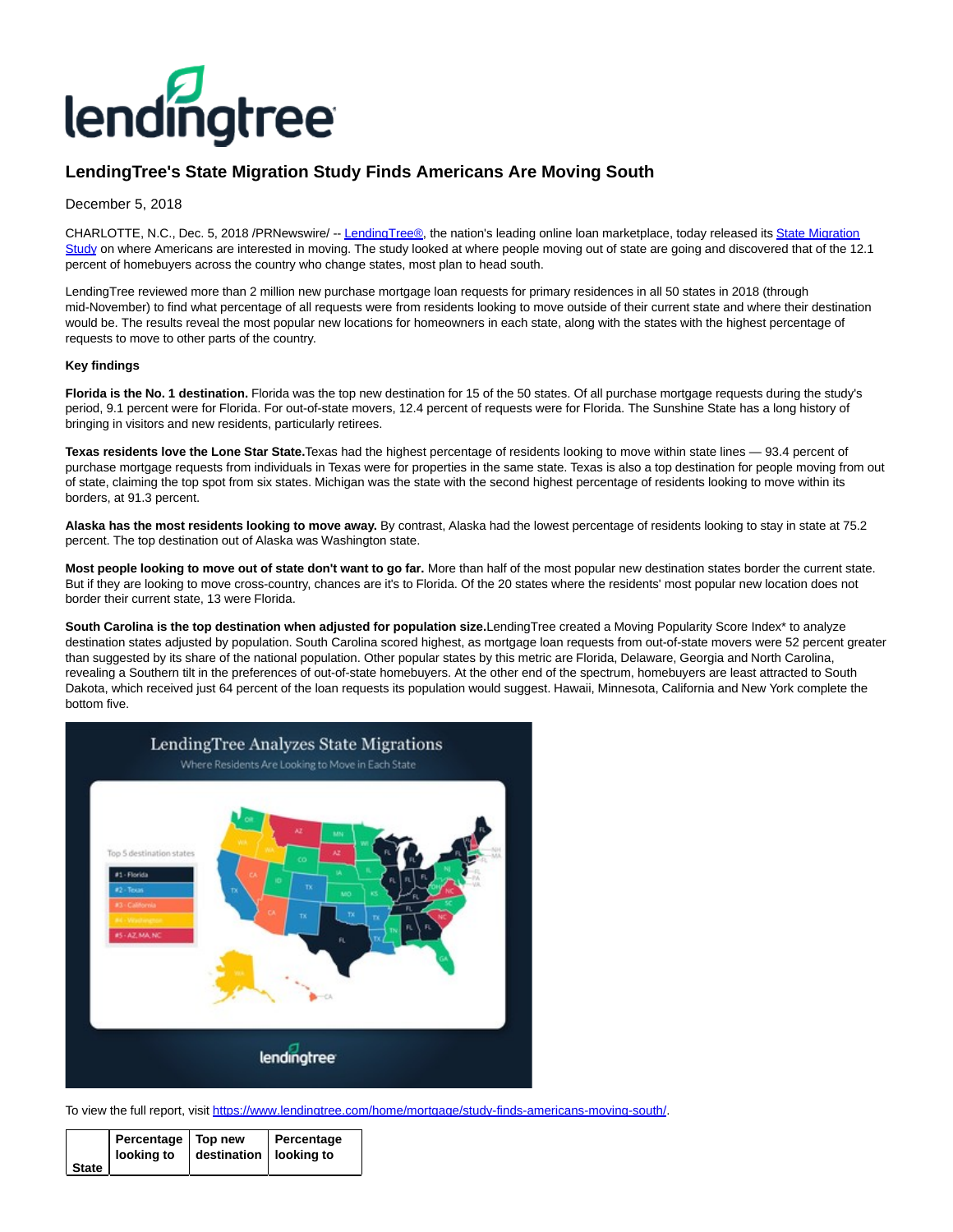# LendingTree's State Migration Study Finds Americans Are Moving South

December 5, 2018

CHARLOTTE, N.C., Dec. 5, 2018 /PRNewswire/ -- LendingTree®, the nation's leading online loan marketplace, today released its State Migration Study on where Americans are interested in moving. The study looked at where people moving out of state are going and discovered that of the 12.1 percent of homebuyers across the country who change states, most plan to head south.

LendingTree reviewed more than 2 million new purchase mortgage loan requests for primary residences in all 50 states in 2018 (through mid-November) to find what percentage of all requests were from residents looking to move outside of their current state and where their destination would be. The results reveal the most popular new locations for homeowners in each state, along with the states with the highest percentage of requests to move to other parts of the country.

**Key findings**

**Florida is the No. 1 destination.** Florida was the top new destination for 15 of the 50 states. Of all purchase mortgage requests during the study's period, 9.1 percent were for Florida. For out-of-state movers, 12.4 percent of requests were for Florida. The Sunshine State has a long history of bringing in visitors and new residents, particularly retirees.

**Texas residents love the Lone Star State.** Texas had the highest percentage of residents looking to move within state lines — 93.4 percent of purchase mortgage requests from individuals in Texas were for properties in the same state. Texas is also a top destination for people moving from out of state, claiming the top spot from six states. Michigan was the state with the second highest percentage of residents looking to move within its borders, at 91.3 percent.

**Alaska has the most residents looking to move away.** By contrast, Alaska had the lowest percentage of residents looking to stay in state at 75.2 percent. The top destination out of Alaska was Washington state.

**Most people looking to move out of state don't want to go far.** More than half of the most popular new destination states border the current state. But if they are looking to move cross-country, chances are it's to Florida. Of the 20 states where the residents' most popular new location does not border their current state, 13 were Florida.

**South Carolina is the top destination when adjusted for population size.** LendingTree created a Moving Popularity Score Index* to analyze destination states adjusted by population. South Carolina scored highest, as mortgage loan requests from out-of-state movers were 52 percent greater than suggested by its share of the national population. Other popular states by this metric are Florida, Delaware, Georgia and North Carolina, revealing a Southern tilt in the preferences of out-of-state homebuyers. At the other end of the spectrum, homebuyers are least attracted to South Dakota, which received just 64 percent of the loan requests its population would suggest. Hawaii, Minnesota, California and New York complete the bottom five.

To view the full report, visit https://www.lendingtree.com/home/mortgage/study-finds-americans-moving-south/.

| State | Percentage looking to | Top new destination | Percentage looking to |
|---|---|---|---|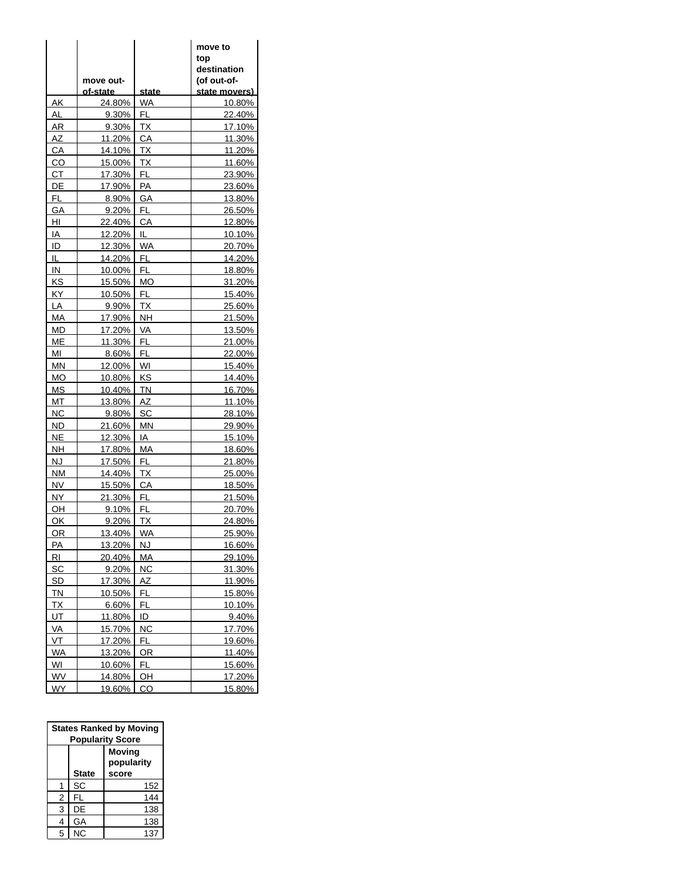| | move out-of-state | state | move to top destination (of out-of-state movers) |
|---|---|---|---|
| AK | 24.80% | WA | 10.80% |
| AL | 9.30% | FL | 22.40% |
| AR | 9.30% | TX | 17.10% |
| AZ | 11.20% | CA | 11.30% |
| CA | 14.10% | TX | 11.20% |
| CO | 15.00% | TX | 11.60% |
| CT | 17.30% | FL | 23.90% |
| DE | 17.90% | PA | 23.60% |
| FL | 8.90% | GA | 13.80% |
| GA | 9.20% | FL | 26.50% |
| HI | 22.40% | CA | 12.80% |
| IA | 12.20% | IL | 10.10% |
| ID | 12.30% | WA | 20.70% |
| IL | 14.20% | FL | 14.20% |
| IN | 10.00% | FL | 18.80% |
| KS | 15.50% | MO | 31.20% |
| KY | 10.50% | FL | 15.40% |
| LA | 9.90% | TX | 25.60% |
| MA | 17.90% | NH | 21.50% |
| MD | 17.20% | VA | 13.50% |
| ME | 11.30% | FL | 21.00% |
| MI | 8.60% | FL | 22.00% |
| MN | 12.00% | WI | 15.40% |
| MO | 10.80% | KS | 14.40% |
| MS | 10.40% | TN | 16.70% |
| MT | 13.80% | AZ | 11.10% |
| NC | 9.80% | SC | 28.10% |
| ND | 21.60% | MN | 29.90% |
| NE | 12.30% | IA | 15.10% |
| NH | 17.80% | MA | 18.60% |
| NJ | 17.50% | FL | 21.80% |
| NM | 14.40% | TX | 25.00% |
| NV | 15.50% | CA | 18.50% |
| NY | 21.30% | FL | 21.50% |
| OH | 9.10% | FL | 20.70% |
| OK | 9.20% | TX | 24.80% |
| OR | 13.40% | WA | 25.90% |
| PA | 13.20% | NJ | 16.60% |
| RI | 20.40% | MA | 29.10% |
| SC | 9.20% | NC | 31.30% |
| SD | 17.30% | AZ | 11.90% |
| TN | 10.50% | FL | 15.80% |
| TX | 6.60% | FL | 10.10% |
| UT | 11.80% | ID | 9.40% |
| VA | 15.70% | NC | 17.70% |
| VT | 17.20% | FL | 19.60% |
| WA | 13.20% | OR | 11.40% |
| WI | 10.60% | FL | 15.60% |
| WV | 14.80% | OH | 17.20% |
| WY | 19.60% | CO | 15.80% |

**States Ranked by Moving Popularity Score**

| | State | Moving popularity score |
|---|---|---|
| 1 | SC | 152 |
| 2 | FL | 144 |
| 3 | DE | 138 |
| 4 | GA | 138 |
| 5 | NC | 137 |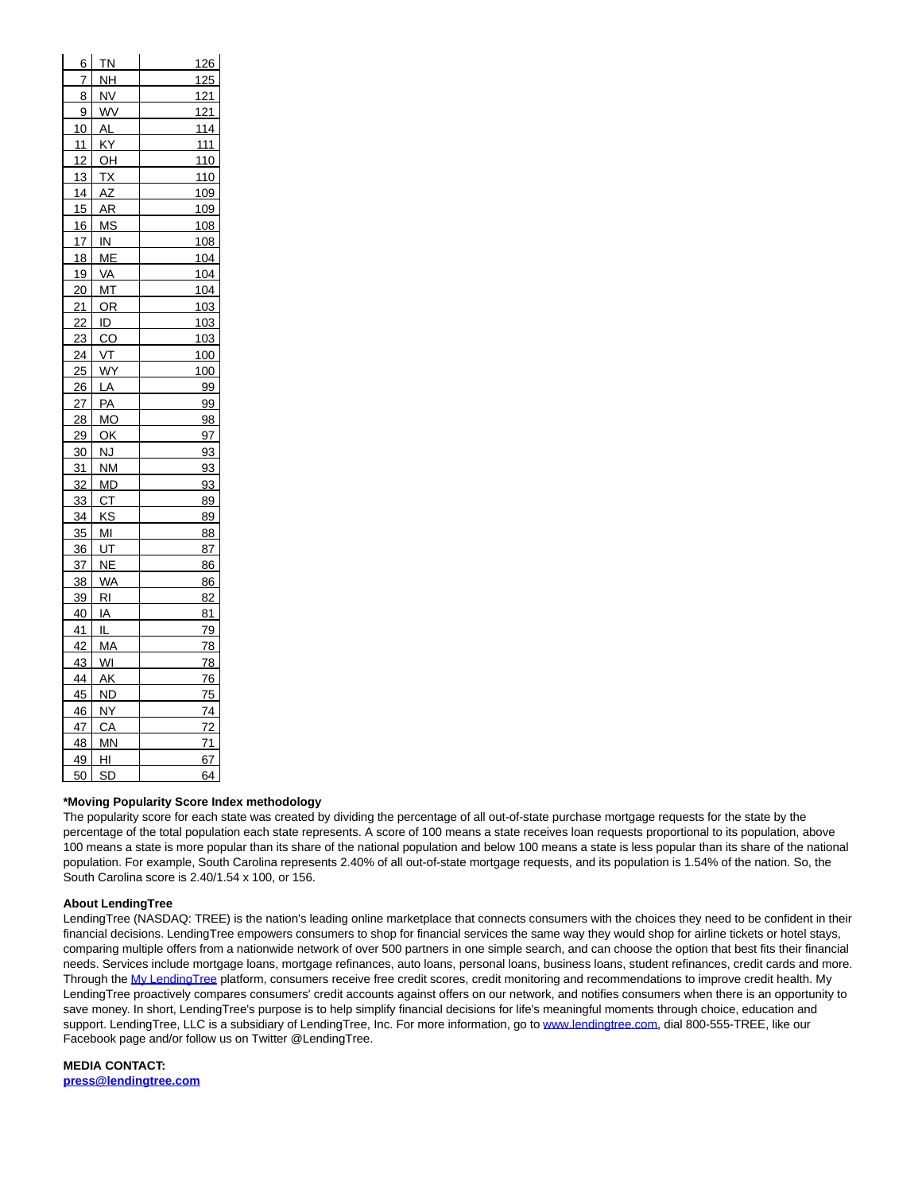| | | |
|---|---|---|
| 6 | TN | 126 |
| 7 | NH | 125 |
| 8 | NV | 121 |
| 9 | WV | 121 |
| 10 | AL | 114 |
| 11 | KY | 111 |
| 12 | OH | 110 |
| 13 | TX | 110 |
| 14 | AZ | 109 |
| 15 | AR | 109 |
| 16 | MS | 108 |
| 17 | IN | 108 |
| 18 | ME | 104 |
| 19 | VA | 104 |
| 20 | MT | 104 |
| 21 | OR | 103 |
| 22 | ID | 103 |
| 23 | CO | 103 |
| 24 | VT | 100 |
| 25 | WY | 100 |
| 26 | LA | 99 |
| 27 | PA | 99 |
| 28 | MO | 98 |
| 29 | OK | 97 |
| 30 | NJ | 93 |
| 31 | NM | 93 |
| 32 | MD | 93 |
| 33 | CT | 89 |
| 34 | KS | 89 |
| 35 | MI | 88 |
| 36 | UT | 87 |
| 37 | NE | 86 |
| 38 | WA | 86 |
| 39 | RI | 82 |
| 40 | IA | 81 |
| 41 | IL | 79 |
| 42 | MA | 78 |
| 43 | WI | 78 |
| 44 | AK | 76 |
| 45 | ND | 75 |
| 46 | NY | 74 |
| 47 | CA | 72 |
| 48 | MN | 71 |
| 49 | HI | 67 |
| 50 | SD | 64 |

**\*Moving Popularity Score Index methodology**

The popularity score for each state was created by dividing the percentage of all out-of-state purchase mortgage requests for the state by the percentage of the total population each state represents. A score of 100 means a state receives loan requests proportional to its population, above 100 means a state is more popular than its share of the national population and below 100 means a state is less popular than its share of the national population. For example, South Carolina represents 2.40% of all out-of-state mortgage requests, and its population is 1.54% of the nation. So, the South Carolina score is 2.40/1.54 x 100, or 156.

**About LendingTree**

LendingTree (NASDAQ: TREE) is the nation's leading online marketplace that connects consumers with the choices they need to be confident in their financial decisions. LendingTree empowers consumers to shop for financial services the same way they would shop for airline tickets or hotel stays, comparing multiple offers from a nationwide network of over 500 partners in one simple search, and can choose the option that best fits their financial needs. Services include mortgage loans, mortgage refinances, auto loans, personal loans, business loans, student refinances, credit cards and more. Through the My LendingTree platform, consumers receive free credit scores, credit monitoring and recommendations to improve credit health. My LendingTree proactively compares consumers' credit accounts against offers on our network, and notifies consumers when there is an opportunity to save money. In short, LendingTree's purpose is to help simplify financial decisions for life's meaningful moments through choice, education and support. LendingTree, LLC is a subsidiary of LendingTree, Inc. For more information, go to www.lendingtree.com, dial 800-555-TREE, like our Facebook page and/or follow us on Twitter @LendingTree.

**MEDIA CONTACT:**
**press@lendingtree.com**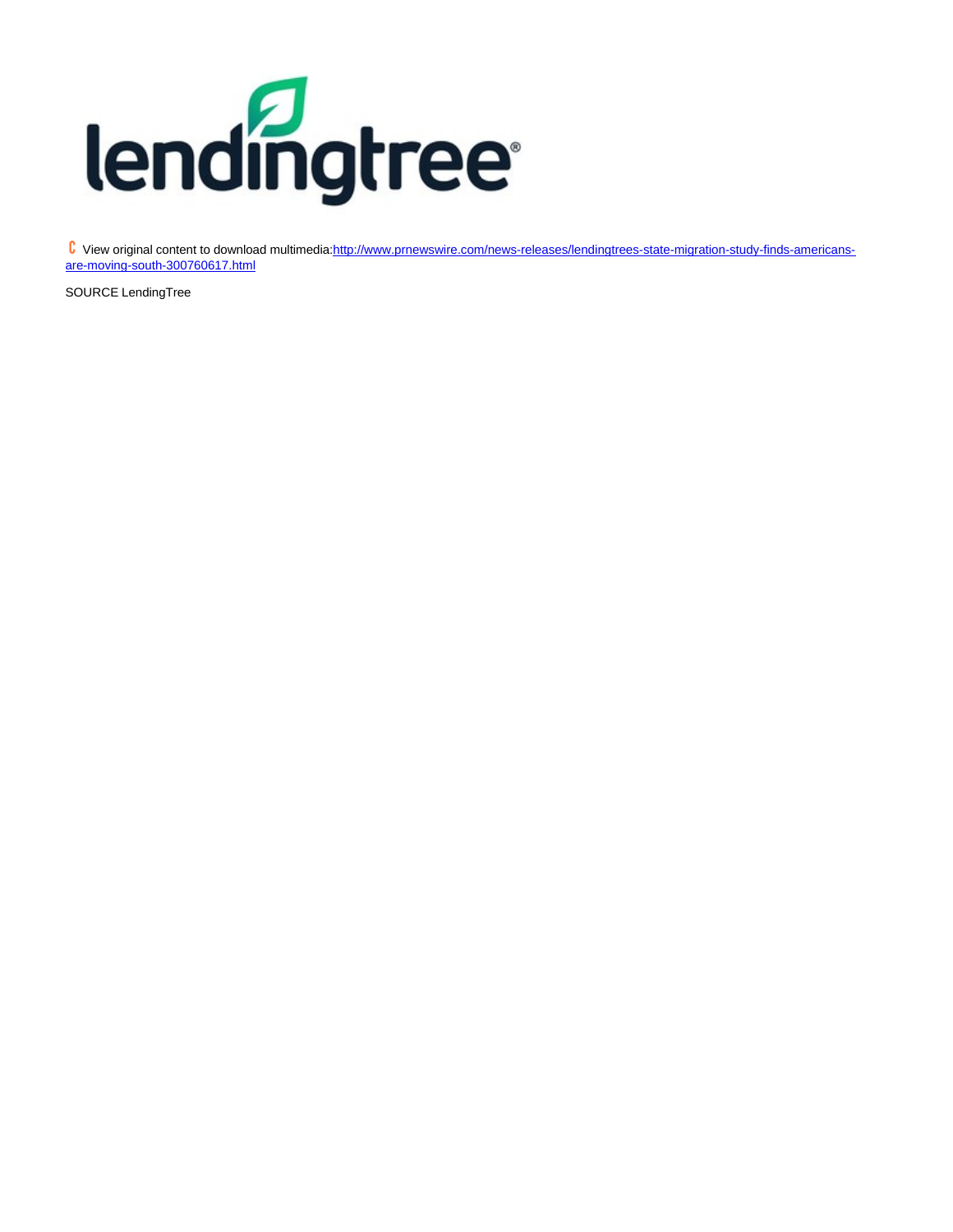View original content to download multimedia:http://www.prnewswire.com/news-releases/lendingtrees-state-migration-study-finds-americans-are-moving-south-300760617.html

SOURCE LendingTree